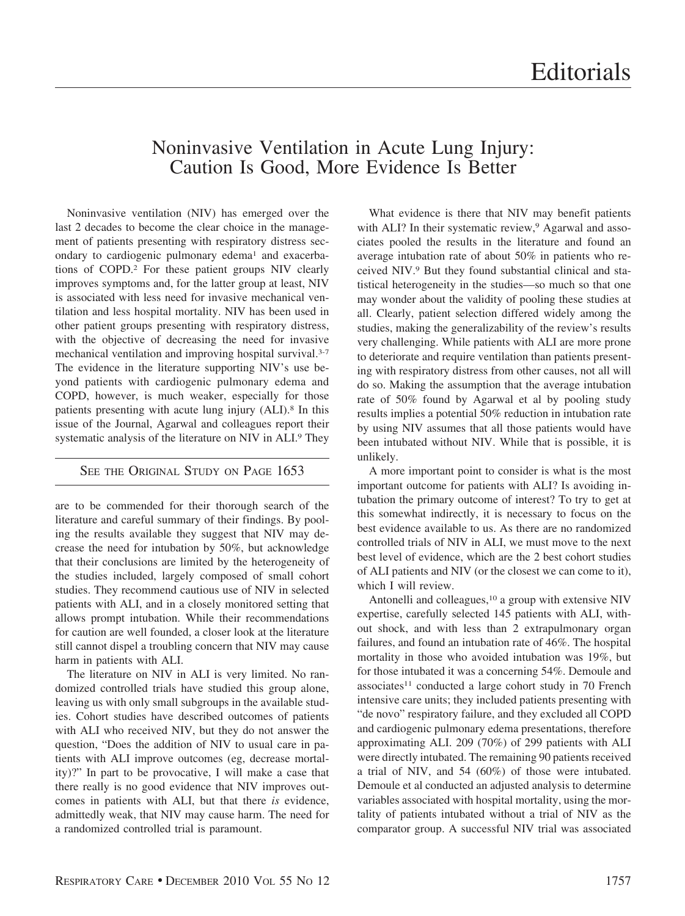# Editorials

## Noninvasive Ventilation in Acute Lung Injury: Caution Is Good, More Evidence Is Better

Noninvasive ventilation (NIV) has emerged over the last 2 decades to become the clear choice in the management of patients presenting with respiratory distress secondary to cardiogenic pulmonary edema[1] and exacerbations of COPD.[2] For these patient groups NIV clearly improves symptoms and, for the latter group at least, NIV is associated with less need for invasive mechanical ventilation and less hospital mortality. NIV has been used in other patient groups presenting with respiratory distress, with the objective of decreasing the need for invasive mechanical ventilation and improving hospital survival.[3-7] The evidence in the literature supporting NIV's use beyond patients with cardiogenic pulmonary edema and COPD, however, is much weaker, especially for those patients presenting with acute lung injury (ALI).[8] In this issue of the Journal, Agarwal and colleagues report their systematic analysis of the literature on NIV in ALI.[9] They

SEE THE ORIGINAL STUDY ON PAGE 1653

are to be commended for their thorough search of the literature and careful summary of their findings. By pooling the results available they suggest that NIV may decrease the need for intubation by 50%, but acknowledge that their conclusions are limited by the heterogeneity of the studies included, largely composed of small cohort studies. They recommend cautious use of NIV in selected patients with ALI, and in a closely monitored setting that allows prompt intubation. While their recommendations for caution are well founded, a closer look at the literature still cannot dispel a troubling concern that NIV may cause harm in patients with ALI.

The literature on NIV in ALI is very limited. No randomized controlled trials have studied this group alone, leaving us with only small subgroups in the available studies. Cohort studies have described outcomes of patients with ALI who received NIV, but they do not answer the question, "Does the addition of NIV to usual care in patients with ALI improve outcomes (eg, decrease mortality)?" In part to be provocative, I will make a case that there really is no good evidence that NIV improves outcomes in patients with ALI, but that there *is* evidence, admittedly weak, that NIV may cause harm. The need for a randomized controlled trial is paramount.

What evidence is there that NIV may benefit patients with ALI? In their systematic review,[9] Agarwal and associates pooled the results in the literature and found an average intubation rate of about 50% in patients who received NIV.[9] But they found substantial clinical and statistical heterogeneity in the studies—so much so that one may wonder about the validity of pooling these studies at all. Clearly, patient selection differed widely among the studies, making the generalizability of the review's results very challenging. While patients with ALI are more prone to deteriorate and require ventilation than patients presenting with respiratory distress from other causes, not all will do so. Making the assumption that the average intubation rate of 50% found by Agarwal et al by pooling study results implies a potential 50% reduction in intubation rate by using NIV assumes that all those patients would have been intubated without NIV. While that is possible, it is unlikely.

A more important point to consider is what is the most important outcome for patients with ALI? Is avoiding intubation the primary outcome of interest? To try to get at this somewhat indirectly, it is necessary to focus on the best evidence available to us. As there are no randomized controlled trials of NIV in ALI, we must move to the next best level of evidence, which are the 2 best cohort studies of ALI patients and NIV (or the closest we can come to it), which I will review.

Antonelli and colleagues,[10] a group with extensive NIV expertise, carefully selected 145 patients with ALI, without shock, and with less than 2 extrapulmonary organ failures, and found an intubation rate of 46%. The hospital mortality in those who avoided intubation was 19%, but for those intubated it was a concerning 54%. Demoule and associates[11] conducted a large cohort study in 70 French intensive care units; they included patients presenting with "de novo" respiratory failure, and they excluded all COPD and cardiogenic pulmonary edema presentations, therefore approximating ALI. 209 (70%) of 299 patients with ALI were directly intubated. The remaining 90 patients received a trial of NIV, and 54 (60%) of those were intubated. Demoule et al conducted an adjusted analysis to determine variables associated with hospital mortality, using the mortality of patients intubated without a trial of NIV as the comparator group. A successful NIV trial was associated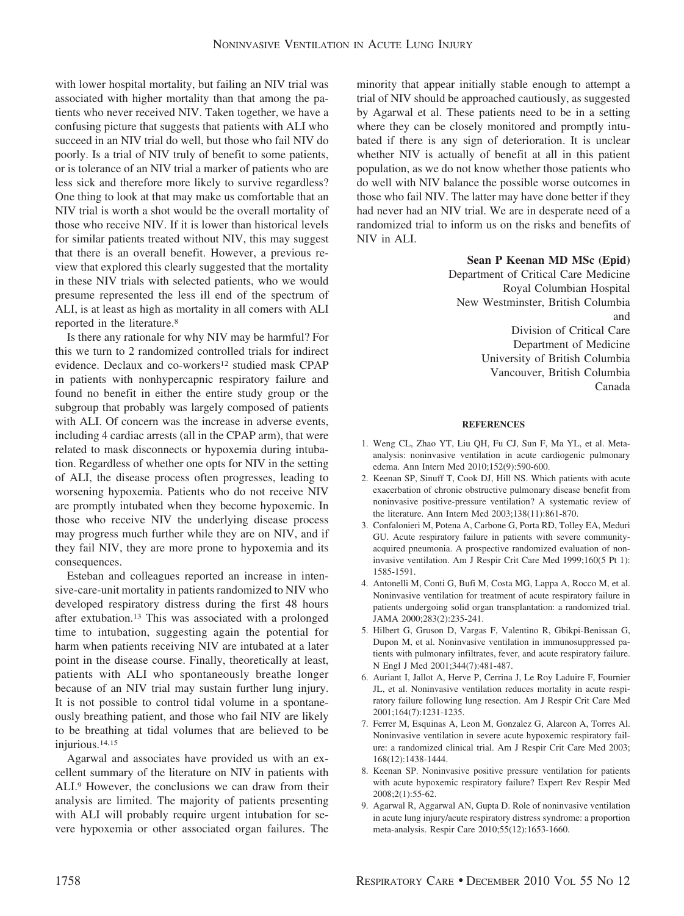with lower hospital mortality, but failing an NIV trial was associated with higher mortality than that among the patients who never received NIV. Taken together, we have a confusing picture that suggests that patients with ALI who succeed in an NIV trial do well, but those who fail NIV do poorly. Is a trial of NIV truly of benefit to some patients, or is tolerance of an NIV trial a marker of patients who are less sick and therefore more likely to survive regardless? One thing to look at that may make us comfortable that an NIV trial is worth a shot would be the overall mortality of those who receive NIV. If it is lower than historical levels for similar patients treated without NIV, this may suggest that there is an overall benefit. However, a previous review that explored this clearly suggested that the mortality in these NIV trials with selected patients, who we would presume represented the less ill end of the spectrum of ALI, is at least as high as mortality in all comers with ALI reported in the literature.[8]

Is there any rationale for why NIV may be harmful? For this we turn to 2 randomized controlled trials for indirect evidence. Declaux and co-workers[12] studied mask CPAP in patients with nonhypercapnic respiratory failure and found no benefit in either the entire study group or the subgroup that probably was largely composed of patients with ALI. Of concern was the increase in adverse events, including 4 cardiac arrests (all in the CPAP arm), that were related to mask disconnects or hypoxemia during intubation. Regardless of whether one opts for NIV in the setting of ALI, the disease process often progresses, leading to worsening hypoxemia. Patients who do not receive NIV are promptly intubated when they become hypoxemic. In those who receive NIV the underlying disease process may progress much further while they are on NIV, and if they fail NIV, they are more prone to hypoxemia and its consequences.

Esteban and colleagues reported an increase in intensive-care-unit mortality in patients randomized to NIV who developed respiratory distress during the first 48 hours after extubation.[13] This was associated with a prolonged time to intubation, suggesting again the potential for harm when patients receiving NIV are intubated at a later point in the disease course. Finally, theoretically at least, patients with ALI who spontaneously breathe longer because of an NIV trial may sustain further lung injury. It is not possible to control tidal volume in a spontaneously breathing patient, and those who fail NIV are likely to be breathing at tidal volumes that are believed to be injurious.[14,15]

Agarwal and associates have provided us with an excellent summary of the literature on NIV in patients with ALI.[9] However, the conclusions we can draw from their analysis are limited. The majority of patients presenting with ALI will probably require urgent intubation for severe hypoxemia or other associated organ failures. The minority that appear initially stable enough to attempt a trial of NIV should be approached cautiously, as suggested by Agarwal et al. These patients need to be in a setting where they can be closely monitored and promptly intubated if there is any sign of deterioration. It is unclear whether NIV is actually of benefit at all in this patient population, as we do not know whether those patients who do well with NIV balance the possible worse outcomes in those who fail NIV. The latter may have done better if they had never had an NIV trial. We are in desperate need of a randomized trial to inform us on the risks and benefits of NIV in ALI.

**Sean P Keenan MD MSc (Epid)**
Department of Critical Care Medicine
Royal Columbian Hospital
New Westminster, British Columbia
and
Division of Critical Care
Department of Medicine
University of British Columbia
Vancouver, British Columbia
Canada

#### REFERENCES

1. Weng CL, Zhao YT, Liu QH, Fu CJ, Sun F, Ma YL, et al. Meta-analysis: noninvasive ventilation in acute cardiogenic pulmonary edema. Ann Intern Med 2010;152(9):590-600.
2. Keenan SP, Sinuff T, Cook DJ, Hill NS. Which patients with acute exacerbation of chronic obstructive pulmonary disease benefit from noninvasive positive-pressure ventilation? A systematic review of the literature. Ann Intern Med 2003;138(11):861-870.
3. Confalonieri M, Potena A, Carbone G, Porta RD, Tolley EA, Meduri GU. Acute respiratory failure in patients with severe community-acquired pneumonia. A prospective randomized evaluation of noninvasive ventilation. Am J Respir Crit Care Med 1999;160(5 Pt 1): 1585-1591.
4. Antonelli M, Conti G, Bufi M, Costa MG, Lappa A, Rocco M, et al. Noninvasive ventilation for treatment of acute respiratory failure in patients undergoing solid organ transplantation: a randomized trial. JAMA 2000;283(2):235-241.
5. Hilbert G, Gruson D, Vargas F, Valentino R, Gbikpi-Benissan G, Dupon M, et al. Noninvasive ventilation in immunosuppressed patients with pulmonary infiltrates, fever, and acute respiratory failure. N Engl J Med 2001;344(7):481-487.
6. Auriant I, Jallot A, Herve P, Cerrina J, Le Roy Ladurie F, Fournier JL, et al. Noninvasive ventilation reduces mortality in acute respiratory failure following lung resection. Am J Respir Crit Care Med 2001;164(7):1231-1235.
7. Ferrer M, Esquinas A, Leon M, Gonzalez G, Alarcon A, Torres Al. Noninvasive ventilation in severe acute hypoxemic respiratory failure: a randomized clinical trial. Am J Respir Crit Care Med 2003; 168(12):1438-1444.
8. Keenan SP. Noninvasive positive pressure ventilation for patients with acute hypoxemic respiratory failure? Expert Rev Respir Med 2008;2(1):55-62.
9. Agarwal R, Aggarwal AN, Gupta D. Role of noninvasive ventilation in acute lung injury/acute respiratory distress syndrome: a proportion meta-analysis. Respir Care 2010;55(12):1653-1660.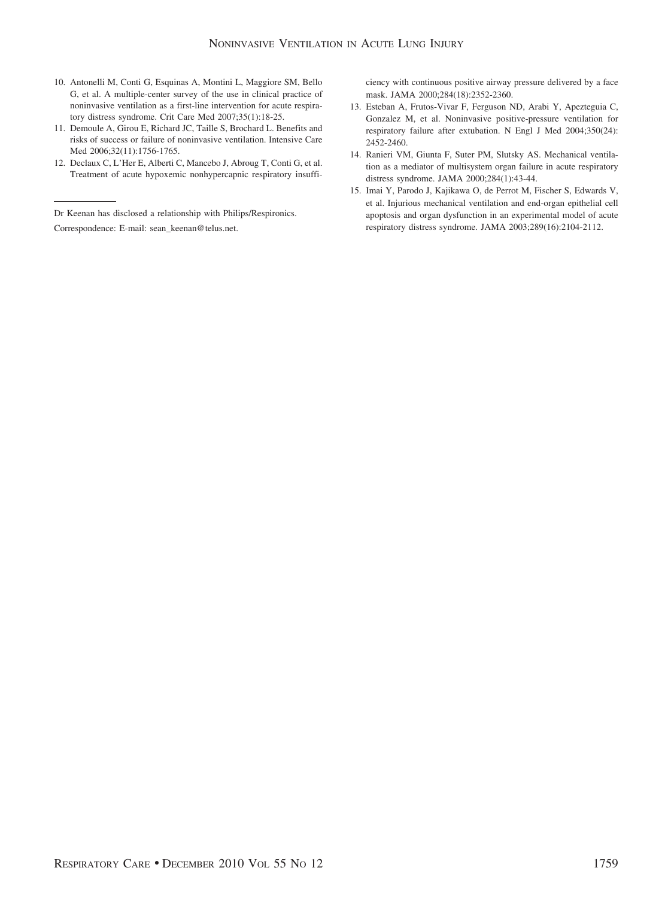10. Antonelli M, Conti G, Esquinas A, Montini L, Maggiore SM, Bello G, et al. A multiple-center survey of the use in clinical practice of noninvasive ventilation as a first-line intervention for acute respiratory distress syndrome. Crit Care Med 2007;35(1):18-25.
11. Demoule A, Girou E, Richard JC, Taille S, Brochard L. Benefits and risks of success or failure of noninvasive ventilation. Intensive Care Med 2006;32(11):1756-1765.
12. Declaux C, L'Her E, Alberti C, Mancebo J, Abroug T, Conti G, et al. Treatment of acute hypoxemic nonhypercapnic respiratory insufficiency with continuous positive airway pressure delivered by a face mask. JAMA 2000;284(18):2352-2360.
13. Esteban A, Frutos-Vivar F, Ferguson ND, Arabi Y, Apezteguia C, Gonzalez M, et al. Noninvasive positive-pressure ventilation for respiratory failure after extubation. N Engl J Med 2004;350(24): 2452-2460.
14. Ranieri VM, Giunta F, Suter PM, Slutsky AS. Mechanical ventilation as a mediator of multisystem organ failure in acute respiratory distress syndrome. JAMA 2000;284(1):43-44.
15. Imai Y, Parodo J, Kajikawa O, de Perrot M, Fischer S, Edwards V, et al. Injurious mechanical ventilation and end-organ epithelial cell apoptosis and organ dysfunction in an experimental model of acute respiratory distress syndrome. JAMA 2003;289(16):2104-2112.

---

Dr Keenan has disclosed a relationship with Philips/Respironics.

Correspondence: E-mail: sean_keenan@telus.net.